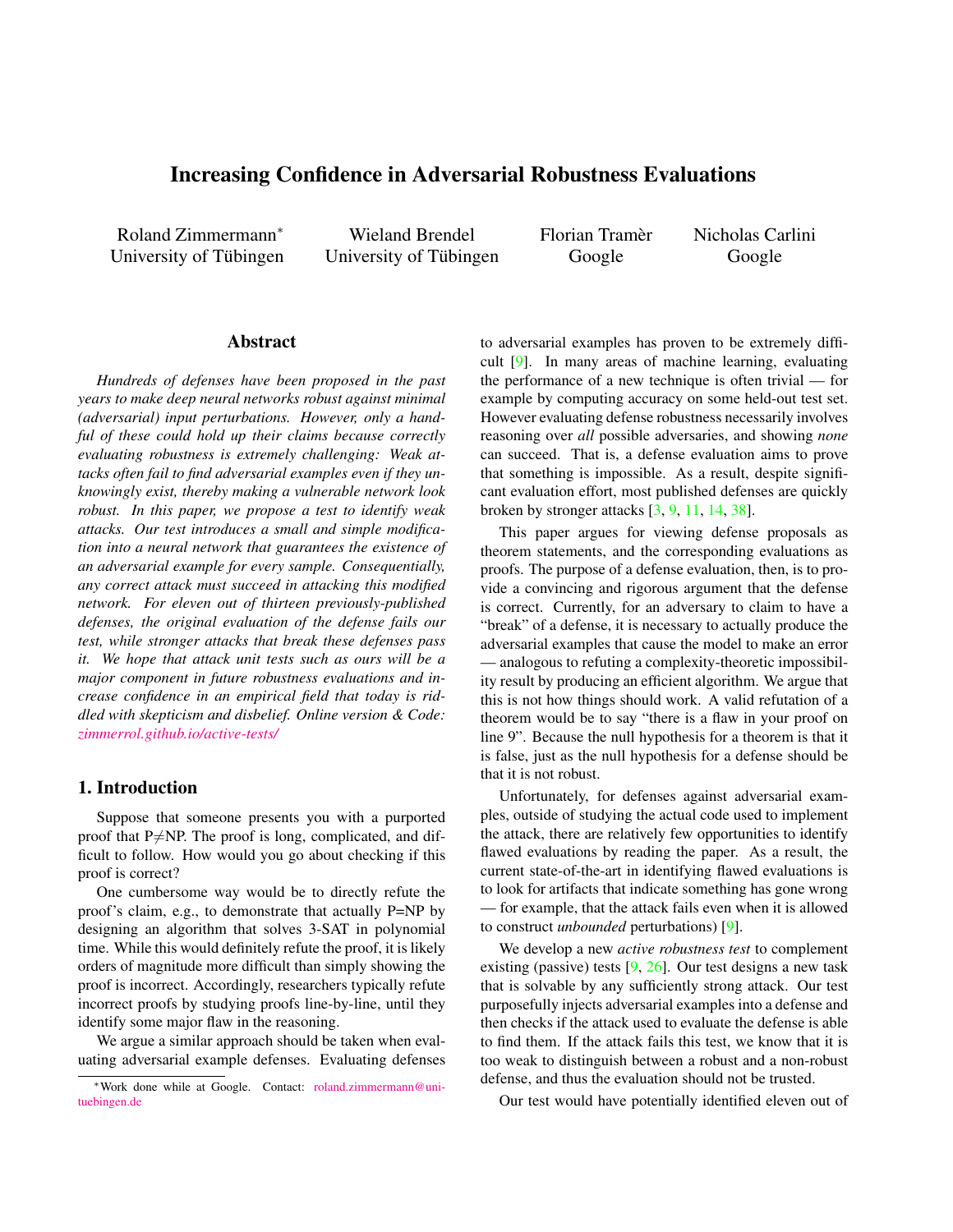# Increasing Confidence in Adversarial Robustness Evaluations

Roland Zimmermann* — University of Tübingen
Wieland Brendel — University of Tübingen
Florian Tramèr — Google
Nicholas Carlini — Google

## Abstract

*Hundreds of defenses have been proposed in the past years to make deep neural networks robust against minimal (adversarial) input perturbations. However, only a handful of these could hold up their claims because correctly evaluating robustness is extremely challenging: Weak attacks often fail to find adversarial examples even if they unknowingly exist, thereby making a vulnerable network look robust. In this paper, we propose a test to identify weak attacks. Our test introduces a small and simple modification into a neural network that guarantees the existence of an adversarial example for every sample. Consequentially, any correct attack must succeed in attacking this modified network. For eleven out of thirteen previously-published defenses, the original evaluation of the defense fails our test, while stronger attacks that break these defenses pass it. We hope that attack unit tests such as ours will be a major component in future robustness evaluations and increase confidence in an empirical field that today is riddled with skepticism and disbelief. Online version & Code: zimmerrol.github.io/active-tests/*

## 1. Introduction

Suppose that someone presents you with a purported proof that P≠NP. The proof is long, complicated, and difficult to follow. How would you go about checking if this proof is correct?

One cumbersome way would be to directly refute the proof's claim, e.g., to demonstrate that actually P=NP by designing an algorithm that solves 3-SAT in polynomial time. While this would definitely refute the proof, it is likely orders of magnitude more difficult than simply showing the proof is incorrect. Accordingly, researchers typically refute incorrect proofs by studying proofs line-by-line, until they identify some major flaw in the reasoning.

We argue a similar approach should be taken when evaluating adversarial example defenses. Evaluating defenses to adversarial examples has proven to be extremely difficult [9]. In many areas of machine learning, evaluating the performance of a new technique is often trivial — for example by computing accuracy on some held-out test set. However evaluating defense robustness necessarily involves reasoning over *all* possible adversaries, and showing *none* can succeed. That is, a defense evaluation aims to prove that something is impossible. As a result, despite significant evaluation effort, most published defenses are quickly broken by stronger attacks [3, 9, 11, 14, 38].

This paper argues for viewing defense proposals as theorem statements, and the corresponding evaluations as proofs. The purpose of a defense evaluation, then, is to provide a convincing and rigorous argument that the defense is correct. Currently, for an adversary to claim to have a "break" of a defense, it is necessary to actually produce the adversarial examples that cause the model to make an error — analogous to refuting a complexity-theoretic impossibility result by producing an efficient algorithm. We argue that this is not how things should work. A valid refutation of a theorem would be to say "there is a flaw in your proof on line 9". Because the null hypothesis for a theorem is that it is false, just as the null hypothesis for a defense should be that it is not robust.

Unfortunately, for defenses against adversarial examples, outside of studying the actual code used to implement the attack, there are relatively few opportunities to identify flawed evaluations by reading the paper. As a result, the current state-of-the-art in identifying flawed evaluations is to look for artifacts that indicate something has gone wrong — for example, that the attack fails even when it is allowed to construct *unbounded* perturbations) [9].

We develop a new *active robustness test* to complement existing (passive) tests [9, 26]. Our test designs a new task that is solvable by any sufficiently strong attack. Our test purposefully injects adversarial examples into a defense and then checks if the attack used to evaluate the defense is able to find them. If the attack fails this test, we know that it is too weak to distinguish between a robust and a non-robust defense, and thus the evaluation should not be trusted.

Our test would have potentially identified eleven out of

*Work done while at Google. Contact: roland.zimmermann@uni-tuebingen.de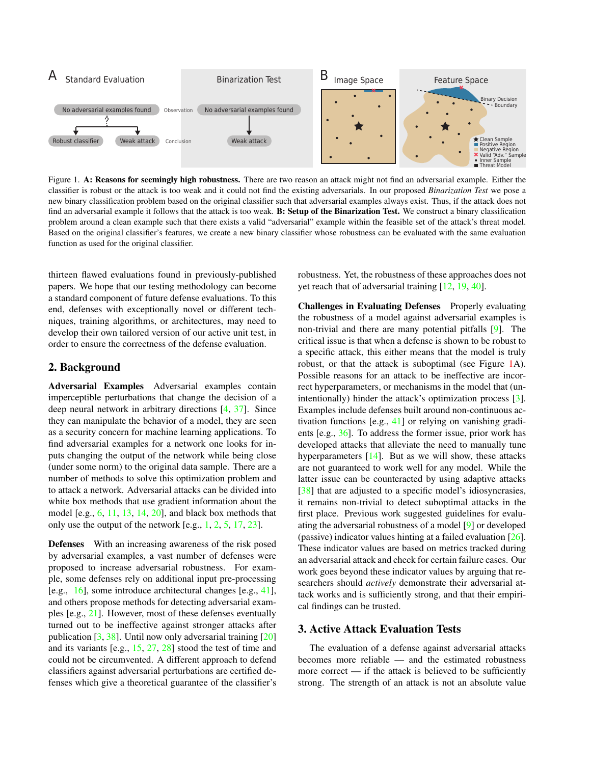Figure 1. **A: Reasons for seemingly high robustness.** There are two reason an attack might not find an adversarial example. Either the classifier is robust or the attack is too weak and it could not find the existing adversarials. In our proposed *Binarization Test* we pose a new binary classification problem based on the original classifier such that adversarial examples always exist. Thus, if the attack does not find an adversarial example it follows that the attack is too weak. **B: Setup of the Binarization Test.** We construct a binary classification problem around a clean example such that there exists a valid "adversarial" example within the feasible set of the attack's threat model. Based on the original classifier's features, we create a new binary classifier whose robustness can be evaluated with the same evaluation function as used for the original classifier.

thirteen flawed evaluations found in previously-published papers. We hope that our testing methodology can become a standard component of future defense evaluations. To this end, defenses with exceptionally novel or different techniques, training algorithms, or architectures, may need to develop their own tailored version of our active unit test, in order to ensure the correctness of the defense evaluation.

## 2. Background

**Adversarial Examples** Adversarial examples contain imperceptible perturbations that change the decision of a deep neural network in arbitrary directions [4, 37]. Since they can manipulate the behavior of a model, they are seen as a security concern for machine learning applications. To find adversarial examples for a network one looks for inputs changing the output of the network while being close (under some norm) to the original data sample. There are a number of methods to solve this optimization problem and to attack a network. Adversarial attacks can be divided into white box methods that use gradient information about the model [e.g., 6, 11, 13, 14, 20], and black box methods that only use the output of the network [e.g., 1, 2, 5, 17, 23].

**Defenses** With an increasing awareness of the risk posed by adversarial examples, a vast number of defenses were proposed to increase adversarial robustness. For example, some defenses rely on additional input pre-processing [e.g., 16], some introduce architectural changes [e.g., 41], and others propose methods for detecting adversarial examples [e.g., 21]. However, most of these defenses eventually turned out to be ineffective against stronger attacks after publication [3, 38]. Until now only adversarial training [20] and its variants [e.g., 15, 27, 28] stood the test of time and could not be circumvented. A different approach to defend classifiers against adversarial perturbations are certified defenses which give a theoretical guarantee of the classifier's robustness. Yet, the robustness of these approaches does not yet reach that of adversarial training [12, 19, 40].

**Challenges in Evaluating Defenses** Properly evaluating the robustness of a model against adversarial examples is non-trivial and there are many potential pitfalls [9]. The critical issue is that when a defense is shown to be robust to a specific attack, this either means that the model is truly robust, or that the attack is suboptimal (see Figure 1A). Possible reasons for an attack to be ineffective are incorrect hyperparameters, or mechanisms in the model that (unintentionally) hinder the attack's optimization process [3]. Examples include defenses built around non-continuous activation functions [e.g., 41] or relying on vanishing gradients [e.g., 36]. To address the former issue, prior work has developed attacks that alleviate the need to manually tune hyperparameters [14]. But as we will show, these attacks are not guaranteed to work well for any model. While the latter issue can be counteracted by using adaptive attacks [38] that are adjusted to a specific model's idiosyncrasies, it remains non-trivial to detect suboptimal attacks in the first place. Previous work suggested guidelines for evaluating the adversarial robustness of a model [9] or developed (passive) indicator values hinting at a failed evaluation [26]. These indicator values are based on metrics tracked during an adversarial attack and check for certain failure cases. Our work goes beyond these indicator values by arguing that researchers should *actively* demonstrate their adversarial attack works and is sufficiently strong, and that their empirical findings can be trusted.

## 3. Active Attack Evaluation Tests

The evaluation of a defense against adversarial attacks becomes more reliable — and the estimated robustness more correct — if the attack is believed to be sufficiently strong. The strength of an attack is not an absolute value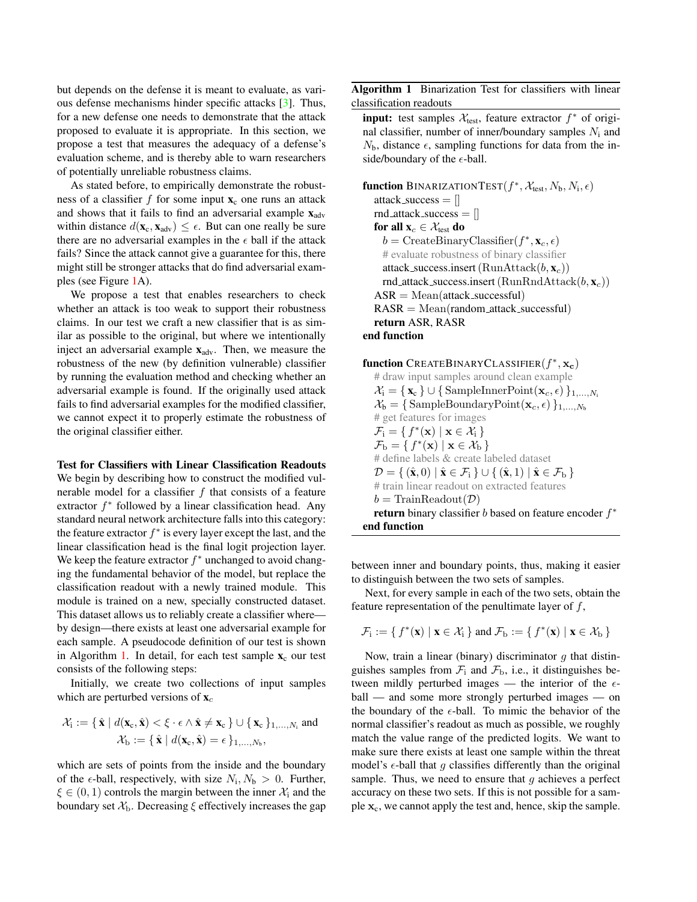but depends on the defense it is meant to evaluate, as various defense mechanisms hinder specific attacks [3]. Thus, for a new defense one needs to demonstrate that the attack proposed to evaluate it is appropriate. In this section, we propose a test that measures the adequacy of a defense's evaluation scheme, and is thereby able to warn researchers of potentially unreliable robustness claims.

As stated before, to empirically demonstrate the robustness of a classifier $f$ for some input $\mathbf{x}_c$ one runs an attack and shows that it fails to find an adversarial example $\mathbf{x}_{adv}$ within distance $d(\mathbf{x}_c, \mathbf{x}_{adv}) \le \epsilon$. But can one really be sure there are no adversarial examples in the $\epsilon$ ball if the attack fails? Since the attack cannot give a guarantee for this, there might still be stronger attacks that do find adversarial examples (see Figure 1A).

We propose a test that enables researchers to check whether an attack is too weak to support their robustness claims. In our test we craft a new classifier that is as similar as possible to the original, but where we intentionally inject an adversarial example $\mathbf{x}_{adv}$. Then, we measure the robustness of the new (by definition vulnerable) classifier by running the evaluation method and checking whether an adversarial example is found. If the originally used attack fails to find adversarial examples for the modified classifier, we cannot expect it to properly estimate the robustness of the original classifier either.

**Test for Classifiers with Linear Classification Readouts** We begin by describing how to construct the modified vulnerable model for a classifier $f$ that consists of a feature extractor $f^*$ followed by a linear classification head. Any standard neural network architecture falls into this category: the feature extractor $f^*$ is every layer except the last, and the linear classification head is the final logit projection layer. We keep the feature extractor $f^*$ unchanged to avoid changing the fundamental behavior of the model, but replace the classification readout with a newly trained module. This module is trained on a new, specially constructed dataset. This dataset allows us to reliably create a classifier where—by design—there exists at least one adversarial example for each sample. A pseudocode definition of our test is shown in Algorithm 1. In detail, for each test sample $\mathbf{x}_c$ our test consists of the following steps:

Initially, we create two collections of input samples which are perturbed versions of $\mathbf{x}_c$

$$\mathcal{X}_i := \{\, \hat{\mathbf{x}} \mid d(\mathbf{x}_c, \hat{\mathbf{x}}) < \xi \cdot \epsilon \wedge \hat{\mathbf{x}} \neq \mathbf{x}_c \,\} \cup \{\, \mathbf{x}_c \,\}_{1,\ldots,N_i} \text{ and}$$
$$\mathcal{X}_b := \{\, \hat{\mathbf{x}} \mid d(\mathbf{x}_c, \hat{\mathbf{x}}) = \epsilon \,\}_{1,\ldots,N_b},$$

which are sets of points from the inside and the boundary of the $\epsilon$-ball, respectively, with size $N_i, N_b > 0$. Further, $\xi \in (0, 1)$ controls the margin between the inner $\mathcal{X}_i$ and the boundary set $\mathcal{X}_b$. Decreasing $\xi$ effectively increases the gap between inner and boundary points, thus, making it easier to distinguish between the two sets of samples.

**Algorithm 1** Binarization Test for classifiers with linear classification readouts

**input:** test samples $\mathcal{X}_{test}$, feature extractor $f^*$ of original classifier, number of inner/boundary samples $N_i$ and $N_b$, distance $\epsilon$, sampling functions for data from the inside/boundary of the $\epsilon$-ball.

```
function BinarizationTest(f*, X_test, N_b, N_i, ε)
    attack_success = []
    rnd_attack_success = []
    for all x_c ∈ X_test do
        b = CreateBinaryClassifier(f*, x_c, ε)
        # evaluate robustness of binary classifier
        attack_success.insert(RunAttack(b, x_c))
        rnd_attack_success.insert(RunRndAttack(b, x_c))
    ASR = Mean(attack_successful)
    RASR = Mean(random_attack_successful)
    return ASR, RASR
end function

function CreateBinaryClassifier(f*, x_c)
    # draw input samples around clean example
    X_i = { x_c } ∪ { SampleInnerPoint(x_c, ε) }_{1,...,N_i}
    X_b = { SampleBoundaryPoint(x_c, ε) }_{1,...,N_b}
    # get features for images
    F_i = { f*(x) | x ∈ X_i }
    F_b = { f*(x) | x ∈ X_b }
    # define labels & create labeled dataset
    D = { (x̂, 0) | x̂ ∈ F_i } ∪ { (x̂, 1) | x̂ ∈ F_b }
    # train linear readout on extracted features
    b = TrainReadout(D)
    return binary classifier b based on feature encoder f*
end function
```

Next, for every sample in each of the two sets, obtain the feature representation of the penultimate layer of $f$,

$$\mathcal{F}_i := \{\, f^*(\mathbf{x}) \mid \mathbf{x} \in \mathcal{X}_i \,\} \text{ and } \mathcal{F}_b := \{\, f^*(\mathbf{x}) \mid \mathbf{x} \in \mathcal{X}_b \,\}$$

Now, train a linear (binary) discriminator $g$ that distinguishes samples from $\mathcal{F}_i$ and $\mathcal{F}_b$, i.e., it distinguishes between mildly perturbed images — the interior of the $\epsilon$-ball — and some more strongly perturbed images — on the boundary of the $\epsilon$-ball. To mimic the behavior of the normal classifier's readout as much as possible, we roughly match the value range of the predicted logits. We want to make sure there exists at least one sample within the threat model's $\epsilon$-ball that $g$ classifies differently than the original sample. Thus, we need to ensure that $g$ achieves a perfect accuracy on these two sets. If this is not possible for a sample $\mathbf{x}_c$, we cannot apply the test and, hence, skip the sample.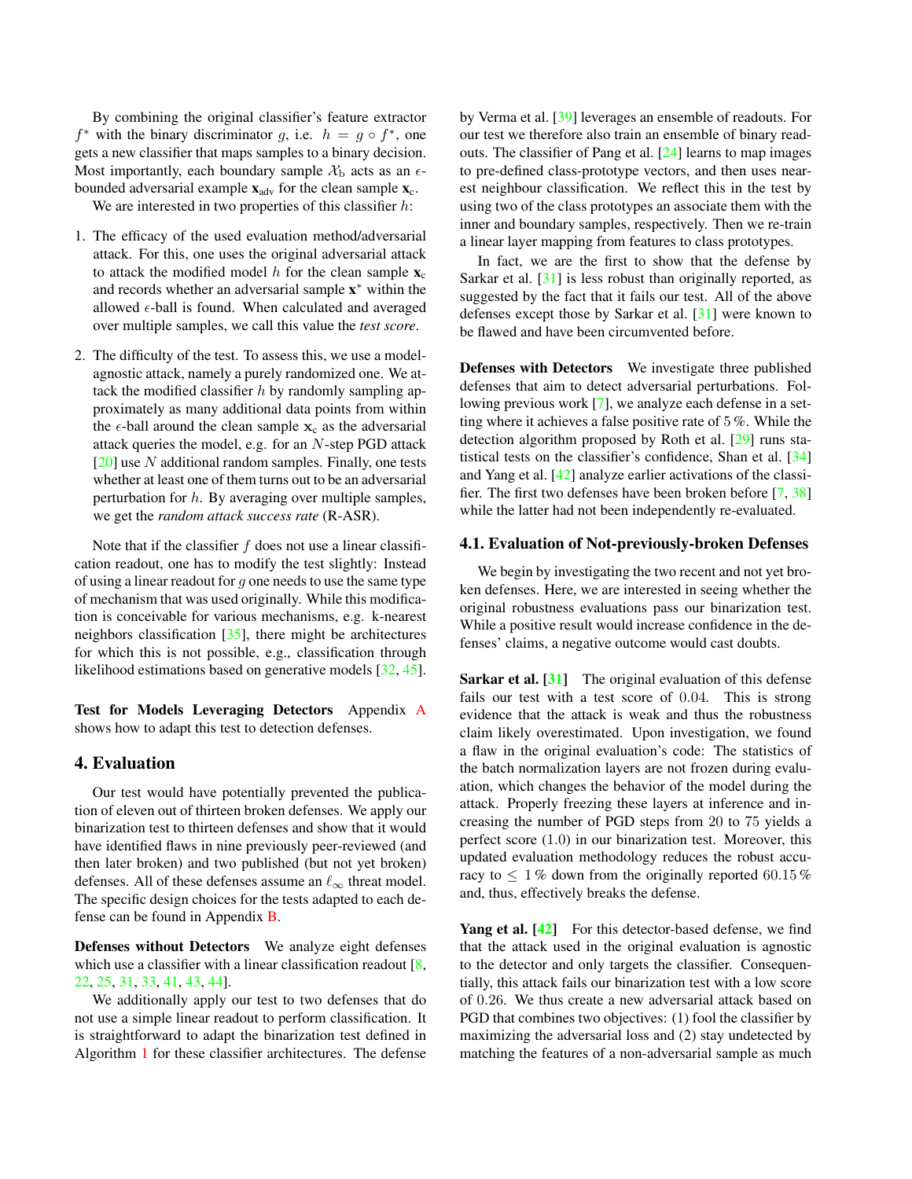By combining the original classifier's feature extractor $f^*$ with the binary discriminator $g$, i.e. $h = g \circ f^*$, one gets a new classifier that maps samples to a binary decision. Most importantly, each boundary sample $\mathcal{X}_\text{b}$ acts as an $\epsilon$-bounded adversarial example $\mathbf{x}_\text{adv}$ for the clean sample $\mathbf{x}_\text{c}$.

We are interested in two properties of this classifier $h$:

1. The efficacy of the used evaluation method/adversarial attack. For this, one uses the original adversarial attack to attack the modified model $h$ for the clean sample $\mathbf{x}_\text{c}$ and records whether an adversarial sample $\mathbf{x}^*$ within the allowed $\epsilon$-ball is found. When calculated and averaged over multiple samples, we call this value the *test score*.
2. The difficulty of the test. To assess this, we use a model-agnostic attack, namely a purely randomized one. We attack the modified classifier $h$ by randomly sampling approximately as many additional data points from within the $\epsilon$-ball around the clean sample $\mathbf{x}_\text{c}$ as the adversarial attack queries the model, e.g. for an $N$-step PGD attack [20] use $N$ additional random samples. Finally, one tests whether at least one of them turns out to be an adversarial perturbation for $h$. By averaging over multiple samples, we get the *random attack success rate* (R-ASR).

Note that if the classifier $f$ does not use a linear classification readout, one has to modify the test slightly: Instead of using a linear readout for $g$ one needs to use the same type of mechanism that was used originally. While this modification is conceivable for various mechanisms, e.g. k-nearest neighbors classification [35], there might be architectures for which this is not possible, e.g., classification through likelihood estimations based on generative models [32, 45].

**Test for Models Leveraging Detectors** Appendix A shows how to adapt this test to detection defenses.

## 4. Evaluation

Our test would have potentially prevented the publication of eleven out of thirteen broken defenses. We apply our binarization test to thirteen defenses and show that it would have identified flaws in nine previously peer-reviewed (and then later broken) and two published (but not yet broken) defenses. All of these defenses assume an $\ell_\infty$ threat model. The specific design choices for the tests adapted to each defense can be found in Appendix B.

**Defenses without Detectors** We analyze eight defenses which use a classifier with a linear classification readout [8, 22, 25, 31, 33, 41, 43, 44].

We additionally apply our test to two defenses that do not use a simple linear readout to perform classification. It is straightforward to adapt the binarization test defined in Algorithm 1 for these classifier architectures. The defense by Verma et al. [39] leverages an ensemble of readouts. For our test we therefore also train an ensemble of binary readouts. The classifier of Pang et al. [24] learns to map images to pre-defined class-prototype vectors, and then uses nearest neighbour classification. We reflect this in the test by using two of the class prototypes an associate them with the inner and boundary samples, respectively. Then we re-train a linear layer mapping from features to class prototypes.

In fact, we are the first to show that the defense by Sarkar et al. [31] is less robust than originally reported, as suggested by the fact that it fails our test. All of the above defenses except those by Sarkar et al. [31] were known to be flawed and have been circumvented before.

**Defenses with Detectors** We investigate three published defenses that aim to detect adversarial perturbations. Following previous work [7], we analyze each defense in a setting where it achieves a false positive rate of 5 %. While the detection algorithm proposed by Roth et al. [29] runs statistical tests on the classifier's confidence, Shan et al. [34] and Yang et al. [42] analyze earlier activations of the classifier. The first two defenses have been broken before [7, 38] while the latter had not been independently re-evaluated.

### 4.1. Evaluation of Not-previously-broken Defenses

We begin by investigating the two recent and not yet broken defenses. Here, we are interested in seeing whether the original robustness evaluations pass our binarization test. While a positive result would increase confidence in the defenses' claims, a negative outcome would cast doubts.

**Sarkar et al. [31]** The original evaluation of this defense fails our test with a test score of 0.04. This is strong evidence that the attack is weak and thus the robustness claim likely overestimated. Upon investigation, we found a flaw in the original evaluation's code: The statistics of the batch normalization layers are not frozen during evaluation, which changes the behavior of the model during the attack. Properly freezing these layers at inference and increasing the number of PGD steps from 20 to 75 yields a perfect score (1.0) in our binarization test. Moreover, this updated evaluation methodology reduces the robust accuracy to $\leq$ 1 % down from the originally reported 60.15 % and, thus, effectively breaks the defense.

**Yang et al. [42]** For this detector-based defense, we find that the attack used in the original evaluation is agnostic to the detector and only targets the classifier. Consequentially, this attack fails our binarization test with a low score of 0.26. We thus create a new adversarial attack based on PGD that combines two objectives: (1) fool the classifier by maximizing the adversarial loss and (2) stay undetected by matching the features of a non-adversarial sample as much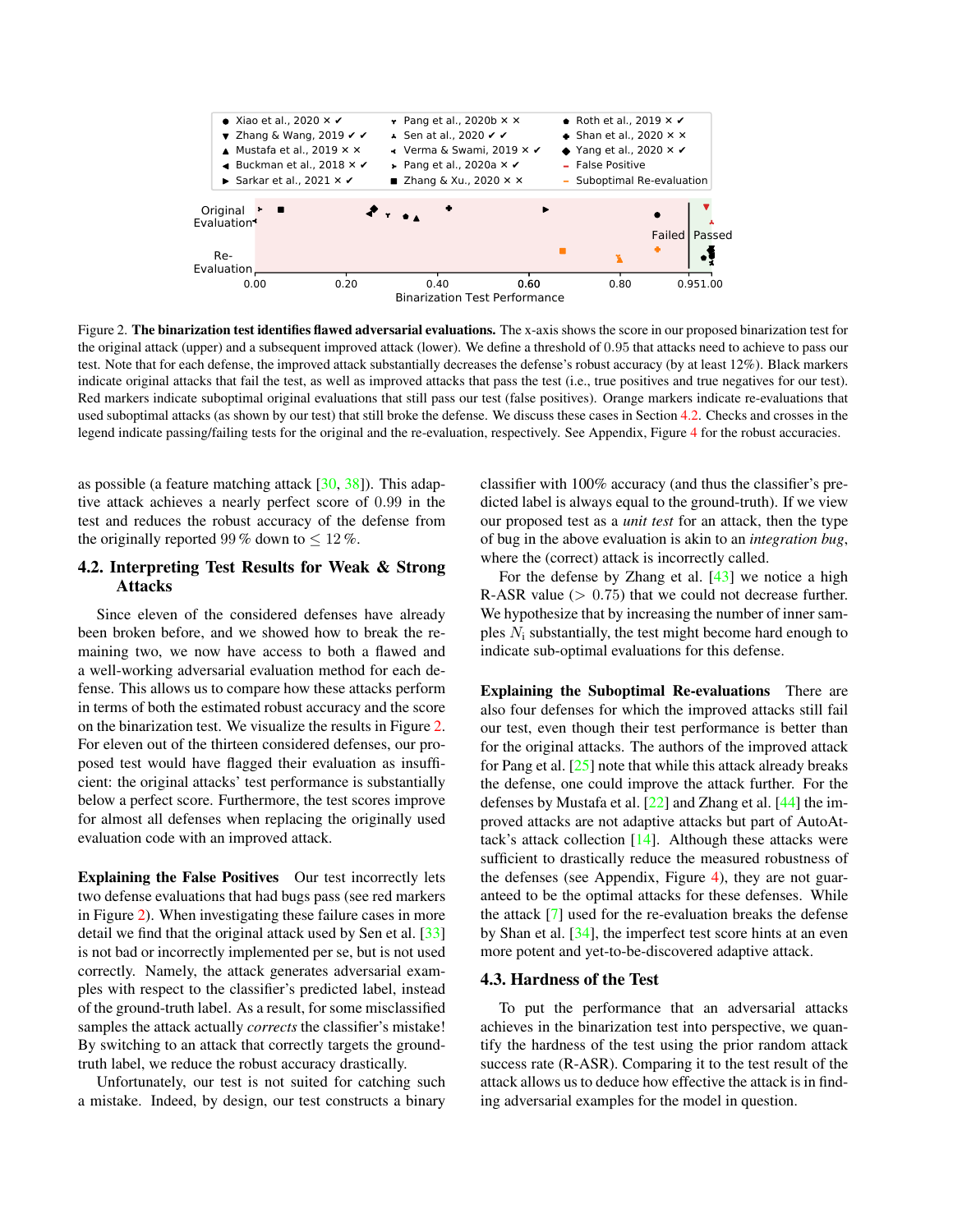Figure 2. **The binarization test identifies flawed adversarial evaluations.** The x-axis shows the score in our proposed binarization test for the original attack (upper) and a subsequent improved attack (lower). We define a threshold of 0.95 that attacks need to achieve to pass our test. Note that for each defense, the improved attack substantially decreases the defense's robust accuracy (by at least 12%). Black markers indicate original attacks that fail the test, as well as improved attacks that pass the test (i.e., true positives and true negatives for our test). Red markers indicate suboptimal original evaluations that still pass our test (false positives). Orange markers indicate re-evaluations that used suboptimal attacks (as shown by our test) that still broke the defense. We discuss these cases in Section 4.2. Checks and crosses in the legend indicate passing/failing tests for the original and the re-evaluation, respectively. See Appendix, Figure 4 for the robust accuracies.

as possible (a feature matching attack [30, 38]). This adaptive attack achieves a nearly perfect score of 0.99 in the test and reduces the robust accuracy of the defense from the originally reported 99 % down to $\leq$ 12 %.

## 4.2. Interpreting Test Results for Weak & Strong Attacks

Since eleven of the considered defenses have already been broken before, and we showed how to break the remaining two, we now have access to both a flawed and a well-working adversarial evaluation method for each defense. This allows us to compare how these attacks perform in terms of both the estimated robust accuracy and the score on the binarization test. We visualize the results in Figure 2. For eleven out of the thirteen considered defenses, our proposed test would have flagged their evaluation as insufficient: the original attacks' test performance is substantially below a perfect score. Furthermore, the test scores improve for almost all defenses when replacing the originally used evaluation code with an improved attack.

**Explaining the False Positives** Our test incorrectly lets two defense evaluations that had bugs pass (see red markers in Figure 2). When investigating these failure cases in more detail we find that the original attack used by Sen et al. [33] is not bad or incorrectly implemented per se, but is not used correctly. Namely, the attack generates adversarial examples with respect to the classifier's predicted label, instead of the ground-truth label. As a result, for some misclassified samples the attack actually *corrects* the classifier's mistake! By switching to an attack that correctly targets the ground-truth label, we reduce the robust accuracy drastically.

Unfortunately, our test is not suited for catching such a mistake. Indeed, by design, our test constructs a binary classifier with 100% accuracy (and thus the classifier's predicted label is always equal to the ground-truth). If we view our proposed test as a *unit test* for an attack, then the type of bug in the above evaluation is akin to an *integration bug*, where the (correct) attack is incorrectly called.

For the defense by Zhang et al. [43] we notice a high R-ASR value ($> 0.75$) that we could not decrease further. We hypothesize that by increasing the number of inner samples $N_{\text{i}}$ substantially, the test might become hard enough to indicate sub-optimal evaluations for this defense.

**Explaining the Suboptimal Re-evaluations** There are also four defenses for which the improved attacks still fail our test, even though their test performance is better than for the original attacks. The authors of the improved attack for Pang et al. [25] note that while this attack already breaks the defense, one could improve the attack further. For the defenses by Mustafa et al. [22] and Zhang et al. [44] the improved attacks are not adaptive attacks but part of AutoAttack's attack collection [14]. Although these attacks were sufficient to drastically reduce the measured robustness of the defenses (see Appendix, Figure 4), they are not guaranteed to be the optimal attacks for these defenses. While the attack [7] used for the re-evaluation breaks the defense by Shan et al. [34], the imperfect test score hints at an even more potent and yet-to-be-discovered adaptive attack.

## 4.3. Hardness of the Test

To put the performance that an adversarial attacks achieves in the binarization test into perspective, we quantify the hardness of the test using the prior random attack success rate (R-ASR). Comparing it to the test result of the attack allows us to deduce how effective the attack is in finding adversarial examples for the model in question.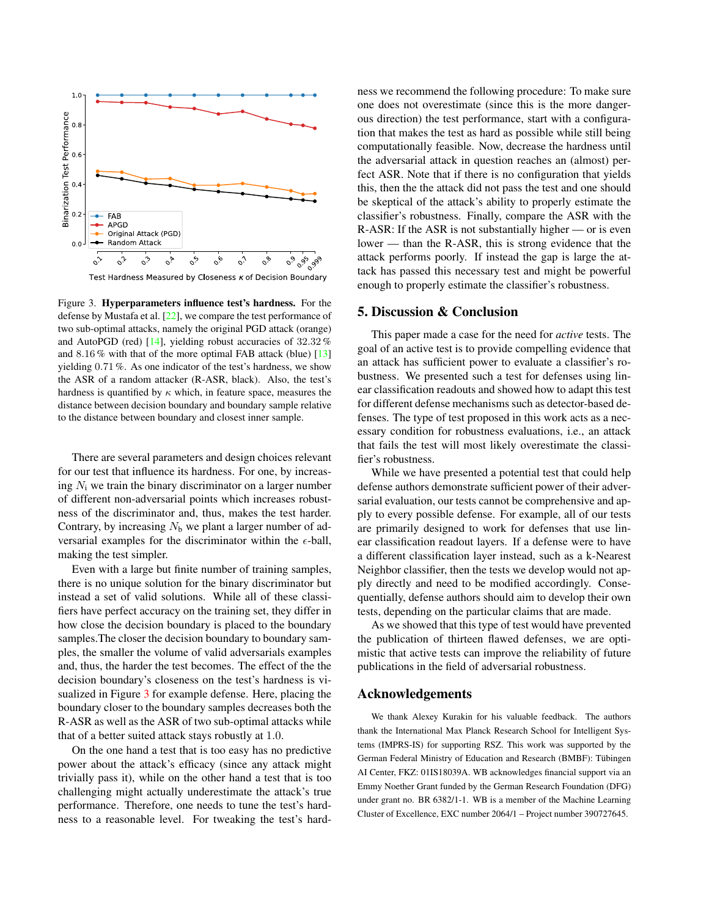Figure 3. **Hyperparameters influence test's hardness.** For the defense by Mustafa et al. [22], we compare the test performance of two sub-optimal attacks, namely the original PGD attack (orange) and AutoPGD (red) [14], yielding robust accuracies of 32.32 % and 8.16 % with that of the more optimal FAB attack (blue) [13] yielding 0.71 %. As one indicator of the test's hardness, we show the ASR of a random attacker (R-ASR, black). Also, the test's hardness is quantified by $\kappa$ which, in feature space, measures the distance between decision boundary and boundary sample relative to the distance between boundary and closest inner sample.

There are several parameters and design choices relevant for our test that influence its hardness. For one, by increasing $N_\text{i}$ we train the binary discriminator on a larger number of different non-adversarial points which increases robustness of the discriminator and, thus, makes the test harder. Contrary, by increasing $N_\text{b}$ we plant a larger number of adversarial examples for the discriminator within the $\epsilon$-ball, making the test simpler.

Even with a large but finite number of training samples, there is no unique solution for the binary discriminator but instead a set of valid solutions. While all of these classifiers have perfect accuracy on the training set, they differ in how close the decision boundary is placed to the boundary samples.The closer the decision boundary to boundary samples, the smaller the volume of valid adversarials examples and, thus, the harder the test becomes. The effect of the the decision boundary's closeness on the test's hardness is visualized in Figure 3 for example defense. Here, placing the boundary closer to the boundary samples decreases both the R-ASR as well as the ASR of two sub-optimal attacks while that of a better suited attack stays robustly at 1.0.

On the one hand a test that is too easy has no predictive power about the attack's efficacy (since any attack might trivially pass it), while on the other hand a test that is too challenging might actually underestimate the attack's true performance. Therefore, one needs to tune the test's hardness to a reasonable level. For tweaking the test's hardness we recommend the following procedure: To make sure one does not overestimate (since this is the more dangerous direction) the test performance, start with a configuration that makes the test as hard as possible while still being computationally feasible. Now, decrease the hardness until the adversarial attack in question reaches an (almost) perfect ASR. Note that if there is no configuration that yields this, then the the attack did not pass the test and one should be skeptical of the attack's ability to properly estimate the classifier's robustness. Finally, compare the ASR with the R-ASR: If the ASR is not substantially higher — or is even lower — than the R-ASR, this is strong evidence that the attack performs poorly. If instead the gap is large the attack has passed this necessary test and might be powerful enough to properly estimate the classifier's robustness.

## 5. Discussion & Conclusion

This paper made a case for the need for *active* tests. The goal of an active test is to provide compelling evidence that an attack has sufficient power to evaluate a classifier's robustness. We presented such a test for defenses using linear classification readouts and showed how to adapt this test for different defense mechanisms such as detector-based defenses. The type of test proposed in this work acts as a necessary condition for robustness evaluations, i.e., an attack that fails the test will most likely overestimate the classifier's robustness.

While we have presented a potential test that could help defense authors demonstrate sufficient power of their adversarial evaluation, our tests cannot be comprehensive and apply to every possible defense. For example, all of our tests are primarily designed to work for defenses that use linear classification readout layers. If a defense were to have a different classification layer instead, such as a k-Nearest Neighbor classifier, then the tests we develop would not apply directly and need to be modified accordingly. Consequentially, defense authors should aim to develop their own tests, depending on the particular claims that are made.

As we showed that this type of test would have prevented the publication of thirteen flawed defenses, we are optimistic that active tests can improve the reliability of future publications in the field of adversarial robustness.

## Acknowledgements

We thank Alexey Kurakin for his valuable feedback. The authors thank the International Max Planck Research School for Intelligent Systems (IMPRS-IS) for supporting RSZ. This work was supported by the German Federal Ministry of Education and Research (BMBF): Tübingen AI Center, FKZ: 01IS18039A. WB acknowledges financial support via an Emmy Noether Grant funded by the German Research Foundation (DFG) under grant no. BR 6382/1-1. WB is a member of the Machine Learning Cluster of Excellence, EXC number 2064/1 – Project number 390727645.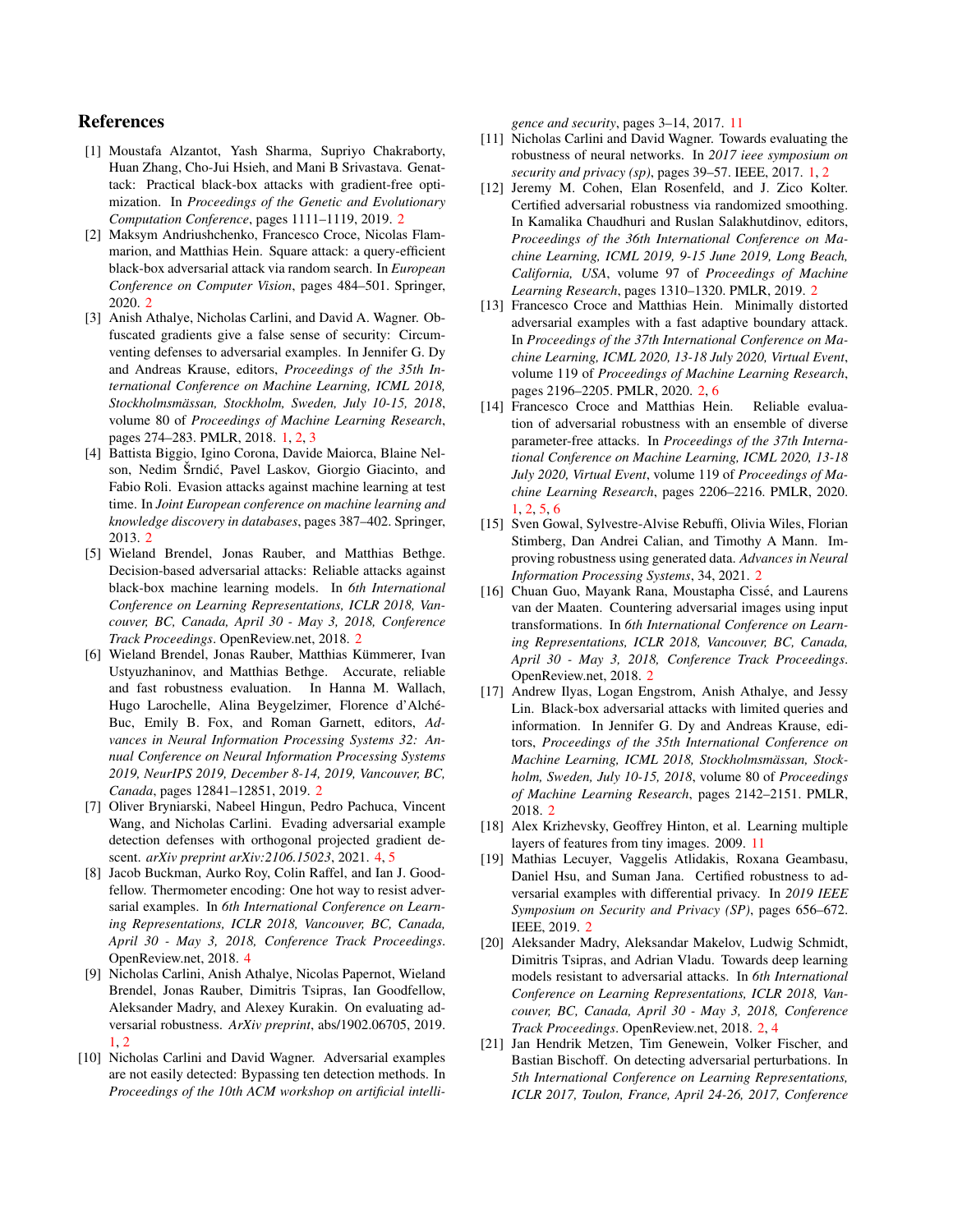## References

[1] Moustafa Alzantot, Yash Sharma, Supriyo Chakraborty, Huan Zhang, Cho-Jui Hsieh, and Mani B Srivastava. Genattack: Practical black-box attacks with gradient-free optimization. In *Proceedings of the Genetic and Evolutionary Computation Conference*, pages 1111–1119, 2019. 2

[2] Maksym Andriushchenko, Francesco Croce, Nicolas Flammarion, and Matthias Hein. Square attack: a query-efficient black-box adversarial attack via random search. In *European Conference on Computer Vision*, pages 484–501. Springer, 2020. 2

[3] Anish Athalye, Nicholas Carlini, and David A. Wagner. Obfuscated gradients give a false sense of security: Circumventing defenses to adversarial examples. In Jennifer G. Dy and Andreas Krause, editors, *Proceedings of the 35th International Conference on Machine Learning, ICML 2018, Stockholmsmässan, Stockholm, Sweden, July 10-15, 2018*, volume 80 of *Proceedings of Machine Learning Research*, pages 274–283. PMLR, 2018. 1, 2, 3

[4] Battista Biggio, Igino Corona, Davide Maiorca, Blaine Nelson, Nedim Šrndić, Pavel Laskov, Giorgio Giacinto, and Fabio Roli. Evasion attacks against machine learning at test time. In *Joint European conference on machine learning and knowledge discovery in databases*, pages 387–402. Springer, 2013. 2

[5] Wieland Brendel, Jonas Rauber, and Matthias Bethge. Decision-based adversarial attacks: Reliable attacks against black-box machine learning models. In *6th International Conference on Learning Representations, ICLR 2018, Vancouver, BC, Canada, April 30 - May 3, 2018, Conference Track Proceedings*. OpenReview.net, 2018. 2

[6] Wieland Brendel, Jonas Rauber, Matthias Kümmerer, Ivan Ustyuzhaninov, and Matthias Bethge. Accurate, reliable and fast robustness evaluation. In Hanna M. Wallach, Hugo Larochelle, Alina Beygelzimer, Florence d'Alché-Buc, Emily B. Fox, and Roman Garnett, editors, *Advances in Neural Information Processing Systems 32: Annual Conference on Neural Information Processing Systems 2019, NeurIPS 2019, December 8-14, 2019, Vancouver, BC, Canada*, pages 12841–12851, 2019. 2

[7] Oliver Bryniarski, Nabeel Hingun, Pedro Pachuca, Vincent Wang, and Nicholas Carlini. Evading adversarial example detection defenses with orthogonal projected gradient descent. *arXiv preprint arXiv:2106.15023*, 2021. 4, 5

[8] Jacob Buckman, Aurko Roy, Colin Raffel, and Ian J. Goodfellow. Thermometer encoding: One hot way to resist adversarial examples. In *6th International Conference on Learning Representations, ICLR 2018, Vancouver, BC, Canada, April 30 - May 3, 2018, Conference Track Proceedings*. OpenReview.net, 2018. 4

[9] Nicholas Carlini, Anish Athalye, Nicolas Papernot, Wieland Brendel, Jonas Rauber, Dimitris Tsipras, Ian Goodfellow, Aleksander Madry, and Alexey Kurakin. On evaluating adversarial robustness. *ArXiv preprint*, abs/1902.06705, 2019. 1, 2

[10] Nicholas Carlini and David Wagner. Adversarial examples are not easily detected: Bypassing ten detection methods. In *Proceedings of the 10th ACM workshop on artificial intelligence and security*, pages 3–14, 2017. 11

[11] Nicholas Carlini and David Wagner. Towards evaluating the robustness of neural networks. In *2017 ieee symposium on security and privacy (sp)*, pages 39–57. IEEE, 2017. 1, 2

[12] Jeremy M. Cohen, Elan Rosenfeld, and J. Zico Kolter. Certified adversarial robustness via randomized smoothing. In Kamalika Chaudhuri and Ruslan Salakhutdinov, editors, *Proceedings of the 36th International Conference on Machine Learning, ICML 2019, 9-15 June 2019, Long Beach, California, USA*, volume 97 of *Proceedings of Machine Learning Research*, pages 1310–1320. PMLR, 2019. 2

[13] Francesco Croce and Matthias Hein. Minimally distorted adversarial examples with a fast adaptive boundary attack. In *Proceedings of the 37th International Conference on Machine Learning, ICML 2020, 13-18 July 2020, Virtual Event*, volume 119 of *Proceedings of Machine Learning Research*, pages 2196–2205. PMLR, 2020. 2, 6

[14] Francesco Croce and Matthias Hein. Reliable evaluation of adversarial robustness with an ensemble of diverse parameter-free attacks. In *Proceedings of the 37th International Conference on Machine Learning, ICML 2020, 13-18 July 2020, Virtual Event*, volume 119 of *Proceedings of Machine Learning Research*, pages 2206–2216. PMLR, 2020. 1, 2, 5, 6

[15] Sven Gowal, Sylvestre-Alvise Rebuffi, Olivia Wiles, Florian Stimberg, Dan Andrei Calian, and Timothy A Mann. Improving robustness using generated data. *Advances in Neural Information Processing Systems*, 34, 2021. 2

[16] Chuan Guo, Mayank Rana, Moustapha Cissé, and Laurens van der Maaten. Countering adversarial images using input transformations. In *6th International Conference on Learning Representations, ICLR 2018, Vancouver, BC, Canada, April 30 - May 3, 2018, Conference Track Proceedings*. OpenReview.net, 2018. 2

[17] Andrew Ilyas, Logan Engstrom, Anish Athalye, and Jessy Lin. Black-box adversarial attacks with limited queries and information. In Jennifer G. Dy and Andreas Krause, editors, *Proceedings of the 35th International Conference on Machine Learning, ICML 2018, Stockholmsmässan, Stockholm, Sweden, July 10-15, 2018*, volume 80 of *Proceedings of Machine Learning Research*, pages 2142–2151. PMLR, 2018. 2

[18] Alex Krizhevsky, Geoffrey Hinton, et al. Learning multiple layers of features from tiny images. 2009. 11

[19] Mathias Lecuyer, Vaggelis Atlidakis, Roxana Geambasu, Daniel Hsu, and Suman Jana. Certified robustness to adversarial examples with differential privacy. In *2019 IEEE Symposium on Security and Privacy (SP)*, pages 656–672. IEEE, 2019. 2

[20] Aleksander Madry, Aleksandar Makelov, Ludwig Schmidt, Dimitris Tsipras, and Adrian Vladu. Towards deep learning models resistant to adversarial attacks. In *6th International Conference on Learning Representations, ICLR 2018, Vancouver, BC, Canada, April 30 - May 3, 2018, Conference Track Proceedings*. OpenReview.net, 2018. 2, 4

[21] Jan Hendrik Metzen, Tim Genewein, Volker Fischer, and Bastian Bischoff. On detecting adversarial perturbations. In *5th International Conference on Learning Representations, ICLR 2017, Toulon, France, April 24-26, 2017, Conference*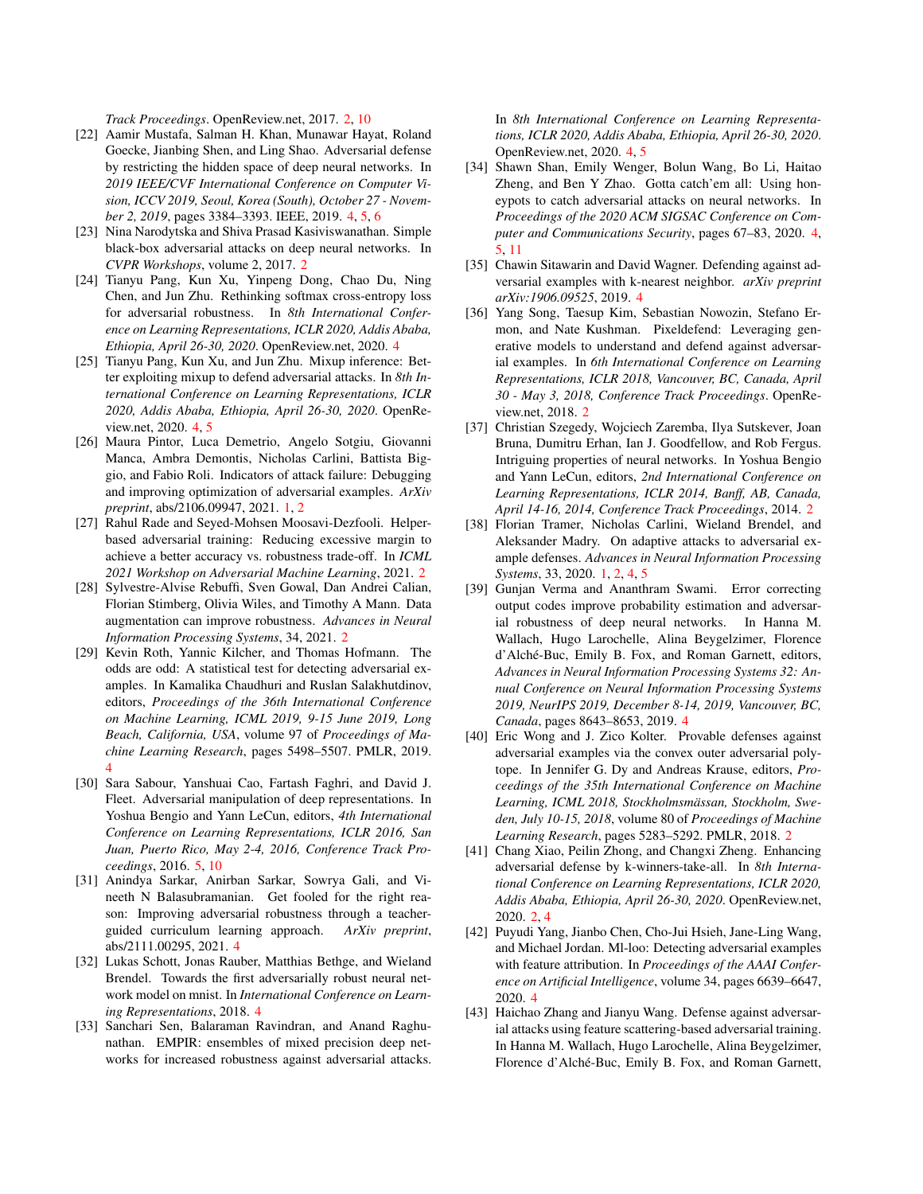*Track Proceedings*. OpenReview.net, 2017. 2, 10

[22] Aamir Mustafa, Salman H. Khan, Munawar Hayat, Roland Goecke, Jianbing Shen, and Ling Shao. Adversarial defense by restricting the hidden space of deep neural networks. In *2019 IEEE/CVF International Conference on Computer Vision, ICCV 2019, Seoul, Korea (South), October 27 - November 2, 2019*, pages 3384–3393. IEEE, 2019. 4, 5, 6

[23] Nina Narodytska and Shiva Prasad Kasiviswanathan. Simple black-box adversarial attacks on deep neural networks. In *CVPR Workshops*, volume 2, 2017. 2

[24] Tianyu Pang, Kun Xu, Yinpeng Dong, Chao Du, Ning Chen, and Jun Zhu. Rethinking softmax cross-entropy loss for adversarial robustness. In *8th International Conference on Learning Representations, ICLR 2020, Addis Ababa, Ethiopia, April 26-30, 2020*. OpenReview.net, 2020. 4

[25] Tianyu Pang, Kun Xu, and Jun Zhu. Mixup inference: Better exploiting mixup to defend adversarial attacks. In *8th International Conference on Learning Representations, ICLR 2020, Addis Ababa, Ethiopia, April 26-30, 2020*. OpenReview.net, 2020. 4, 5

[26] Maura Pintor, Luca Demetrio, Angelo Sotgiu, Giovanni Manca, Ambra Demontis, Nicholas Carlini, Battista Biggio, and Fabio Roli. Indicators of attack failure: Debugging and improving optimization of adversarial examples. *ArXiv preprint*, abs/2106.09947, 2021. 1, 2

[27] Rahul Rade and Seyed-Mohsen Moosavi-Dezfooli. Helper-based adversarial training: Reducing excessive margin to achieve a better accuracy vs. robustness trade-off. In *ICML 2021 Workshop on Adversarial Machine Learning*, 2021. 2

[28] Sylvestre-Alvise Rebuffi, Sven Gowal, Dan Andrei Calian, Florian Stimberg, Olivia Wiles, and Timothy A Mann. Data augmentation can improve robustness. *Advances in Neural Information Processing Systems*, 34, 2021. 2

[29] Kevin Roth, Yannic Kilcher, and Thomas Hofmann. The odds are odd: A statistical test for detecting adversarial examples. In Kamalika Chaudhuri and Ruslan Salakhutdinov, editors, *Proceedings of the 36th International Conference on Machine Learning, ICML 2019, 9-15 June 2019, Long Beach, California, USA*, volume 97 of *Proceedings of Machine Learning Research*, pages 5498–5507. PMLR, 2019. 4

[30] Sara Sabour, Yanshuai Cao, Fartash Faghri, and David J. Fleet. Adversarial manipulation of deep representations. In Yoshua Bengio and Yann LeCun, editors, *4th International Conference on Learning Representations, ICLR 2016, San Juan, Puerto Rico, May 2-4, 2016, Conference Track Proceedings*, 2016. 5, 10

[31] Anindya Sarkar, Anirban Sarkar, Sowrya Gali, and Vineeth N Balasubramanian. Get fooled for the right reason: Improving adversarial robustness through a teacher-guided curriculum learning approach. *ArXiv preprint*, abs/2111.00295, 2021. 4

[32] Lukas Schott, Jonas Rauber, Matthias Bethge, and Wieland Brendel. Towards the first adversarially robust neural network model on mnist. In *International Conference on Learning Representations*, 2018. 4

[33] Sanchari Sen, Balaraman Ravindran, and Anand Raghunathan. EMPIR: ensembles of mixed precision deep networks for increased robustness against adversarial attacks. In *8th International Conference on Learning Representations, ICLR 2020, Addis Ababa, Ethiopia, April 26-30, 2020*. OpenReview.net, 2020. 4, 5

[34] Shawn Shan, Emily Wenger, Bolun Wang, Bo Li, Haitao Zheng, and Ben Y Zhao. Gotta catch'em all: Using honeypots to catch adversarial attacks on neural networks. In *Proceedings of the 2020 ACM SIGSAC Conference on Computer and Communications Security*, pages 67–83, 2020. 4, 5, 11

[35] Chawin Sitawarin and David Wagner. Defending against adversarial examples with k-nearest neighbor. *arXiv preprint arXiv:1906.09525*, 2019. 4

[36] Yang Song, Taesup Kim, Sebastian Nowozin, Stefano Ermon, and Nate Kushman. Pixeldefend: Leveraging generative models to understand and defend against adversarial examples. In *6th International Conference on Learning Representations, ICLR 2018, Vancouver, BC, Canada, April 30 - May 3, 2018, Conference Track Proceedings*. OpenReview.net, 2018. 2

[37] Christian Szegedy, Wojciech Zaremba, Ilya Sutskever, Joan Bruna, Dumitru Erhan, Ian J. Goodfellow, and Rob Fergus. Intriguing properties of neural networks. In Yoshua Bengio and Yann LeCun, editors, *2nd International Conference on Learning Representations, ICLR 2014, Banff, AB, Canada, April 14-16, 2014, Conference Track Proceedings*, 2014. 2

[38] Florian Tramer, Nicholas Carlini, Wieland Brendel, and Aleksander Madry. On adaptive attacks to adversarial example defenses. *Advances in Neural Information Processing Systems*, 33, 2020. 1, 2, 4, 5

[39] Gunjan Verma and Ananthram Swami. Error correcting output codes improve probability estimation and adversarial robustness of deep neural networks. In Hanna M. Wallach, Hugo Larochelle, Alina Beygelzimer, Florence d'Alché-Buc, Emily B. Fox, and Roman Garnett, editors, *Advances in Neural Information Processing Systems 32: Annual Conference on Neural Information Processing Systems 2019, NeurIPS 2019, December 8-14, 2019, Vancouver, BC, Canada*, pages 8643–8653, 2019. 4

[40] Eric Wong and J. Zico Kolter. Provable defenses against adversarial examples via the convex outer adversarial polytope. In Jennifer G. Dy and Andreas Krause, editors, *Proceedings of the 35th International Conference on Machine Learning, ICML 2018, Stockholmsmässan, Stockholm, Sweden, July 10-15, 2018*, volume 80 of *Proceedings of Machine Learning Research*, pages 5283–5292. PMLR, 2018. 2

[41] Chang Xiao, Peilin Zhong, and Changxi Zheng. Enhancing adversarial defense by k-winners-take-all. In *8th International Conference on Learning Representations, ICLR 2020, Addis Ababa, Ethiopia, April 26-30, 2020*. OpenReview.net, 2020. 2, 4

[42] Puyudi Yang, Jianbo Chen, Cho-Jui Hsieh, Jane-Ling Wang, and Michael Jordan. Ml-loo: Detecting adversarial examples with feature attribution. In *Proceedings of the AAAI Conference on Artificial Intelligence*, volume 34, pages 6639–6647, 2020. 4

[43] Haichao Zhang and Jianyu Wang. Defense against adversarial attacks using feature scattering-based adversarial training. In Hanna M. Wallach, Hugo Larochelle, Alina Beygelzimer, Florence d'Alché-Buc, Emily B. Fox, and Roman Garnett,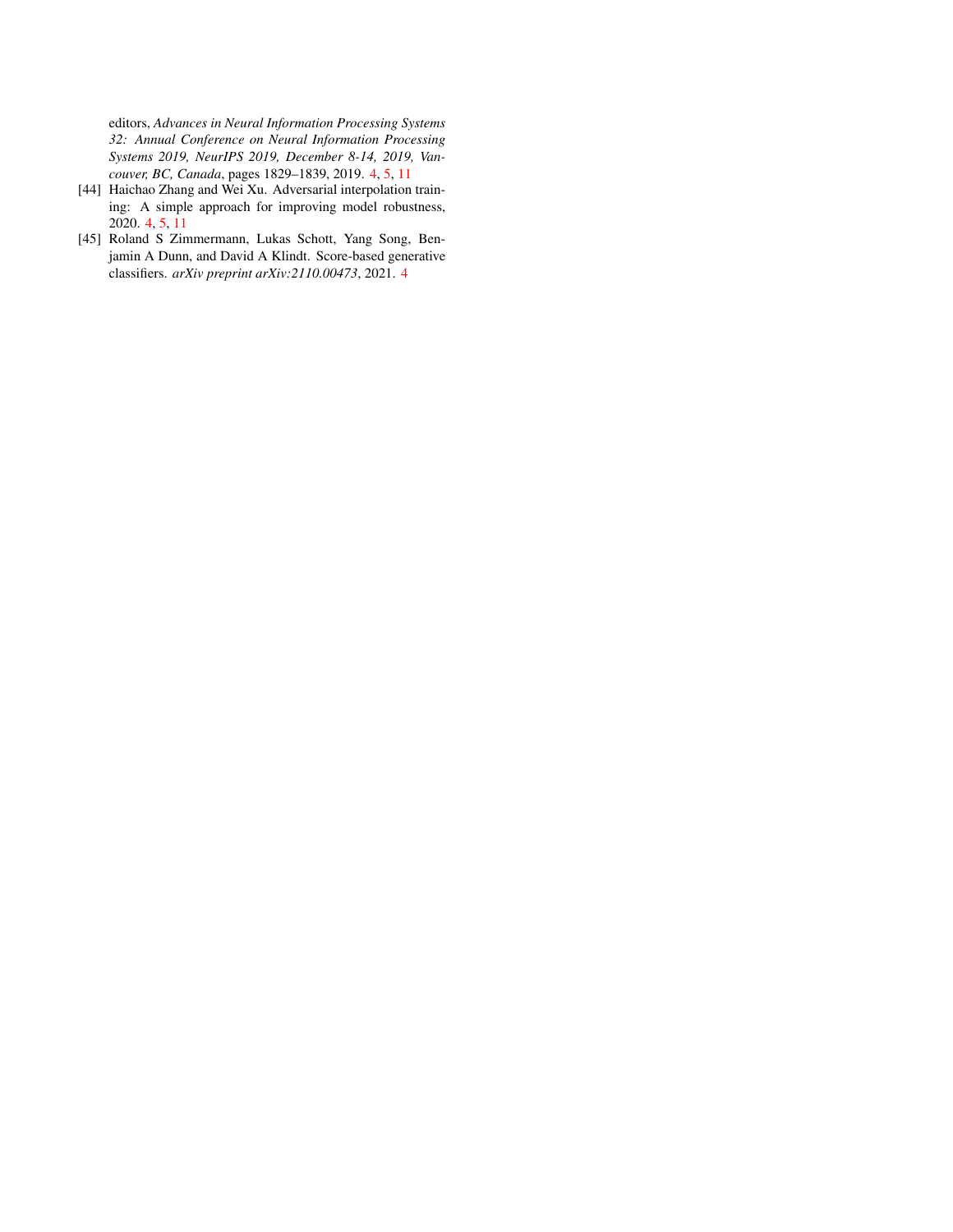editors, *Advances in Neural Information Processing Systems 32: Annual Conference on Neural Information Processing Systems 2019, NeurIPS 2019, December 8-14, 2019, Vancouver, BC, Canada*, pages 1829–1839, 2019. 4, 5, 11

[44] Haichao Zhang and Wei Xu. Adversarial interpolation training: A simple approach for improving model robustness, 2020. 4, 5, 11

[45] Roland S Zimmermann, Lukas Schott, Yang Song, Benjamin A Dunn, and David A Klindt. Score-based generative classifiers. *arXiv preprint arXiv:2110.00473*, 2021. 4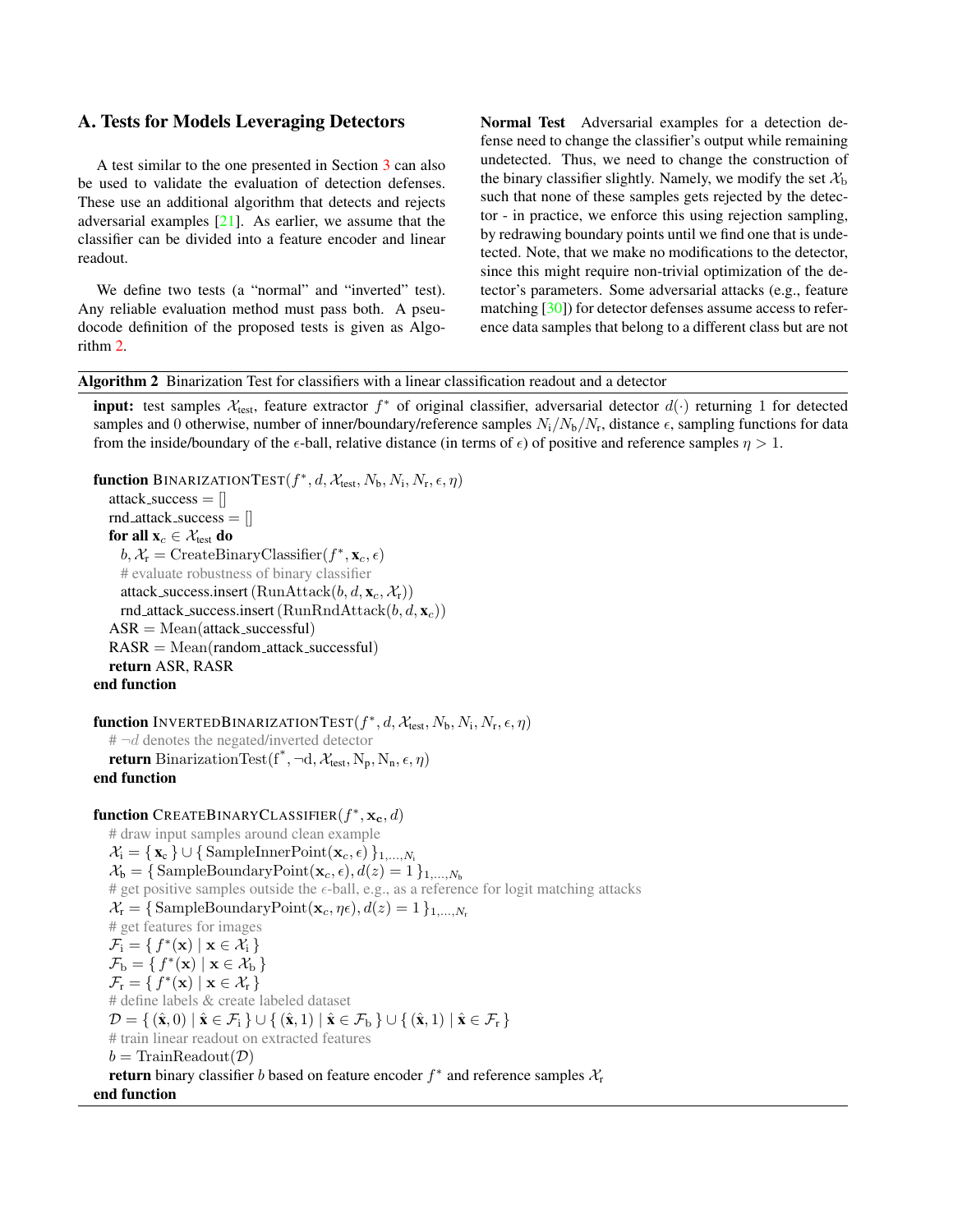## A. Tests for Models Leveraging Detectors

A test similar to the one presented in Section 3 can also be used to validate the evaluation of detection defenses. These use an additional algorithm that detects and rejects adversarial examples [21]. As earlier, we assume that the classifier can be divided into a feature encoder and linear readout.

We define two tests (a "normal" and "inverted" test). Any reliable evaluation method must pass both. A pseudocode definition of the proposed tests is given as Algorithm 2.

**Normal Test** Adversarial examples for a detection defense need to change the classifier's output while remaining undetected. Thus, we need to change the construction of the binary classifier slightly. Namely, we modify the set $\mathcal{X}_\text{b}$ such that none of these samples gets rejected by the detector - in practice, we enforce this using rejection sampling, by redrawing boundary points until we find one that is undetected. Note, that we make no modifications to the detector, since this might require non-trivial optimization of the detector's parameters. Some adversarial attacks (e.g., feature matching [30]) for detector defenses assume access to reference data samples that belong to a different class but are not

**Algorithm 2** Binarization Test for classifiers with a linear classification readout and a detector

**input:** test samples $\mathcal{X}_\text{test}$, feature extractor $f^*$ of original classifier, adversarial detector $d(\cdot)$ returning 1 for detected samples and 0 otherwise, number of inner/boundary/reference samples $N_\text{i}/N_\text{b}/N_\text{r}$, distance $\epsilon$, sampling functions for data from the inside/boundary of the $\epsilon$-ball, relative distance (in terms of $\epsilon$) of positive and reference samples $\eta > 1$.

```
function BinarizationTest(f*, d, X_test, N_b, N_i, N_r, ε, η)
    attack_success = []
    rnd_attack_success = []
    for all x_c ∈ X_test do
        b, X_r = CreateBinaryClassifier(f*, x_c, ε)
        # evaluate robustness of binary classifier
        attack_success.insert(RunAttack(b, d, x_c, X_r))
        rnd_attack_success.insert(RunRndAttack(b, d, x_c))
    ASR = Mean(attack_successful)
    RASR = Mean(random_attack_successful)
    return ASR, RASR
end function

function InvertedBinarizationTest(f*, d, X_test, N_b, N_i, N_r, ε, η)
    # ¬d denotes the negated/inverted detector
    return BinarizationTest(f*, ¬d, X_test, N_p, N_n, ε, η)
end function

function CreateBinaryClassifier(f*, x_c, d)
    # draw input samples around clean example
    X_i = { x_c } ∪ { SampleInnerPoint(x_c, ε) }_{1,...,N_i}
    X_b = { SampleBoundaryPoint(x_c, ε), d(z) = 1 }_{1,...,N_b}
    # get positive samples outside the ε-ball, e.g., as a reference for logit matching attacks
    X_r = { SampleBoundaryPoint(x_c, ηε), d(z) = 1 }_{1,...,N_r}
    # get features for images
    F_i = { f*(x) | x ∈ X_i }
    F_b = { f*(x) | x ∈ X_b }
    F_r = { f*(x) | x ∈ X_r }
    # define labels & create labeled dataset
    D = { (x̂, 0) | x̂ ∈ F_i } ∪ { (x̂, 1) | x̂ ∈ F_b } ∪ { (x̂, 1) | x̂ ∈ F_r }
    # train linear readout on extracted features
    b = TrainReadout(D)
    return binary classifier b based on feature encoder f* and reference samples X_r
end function
```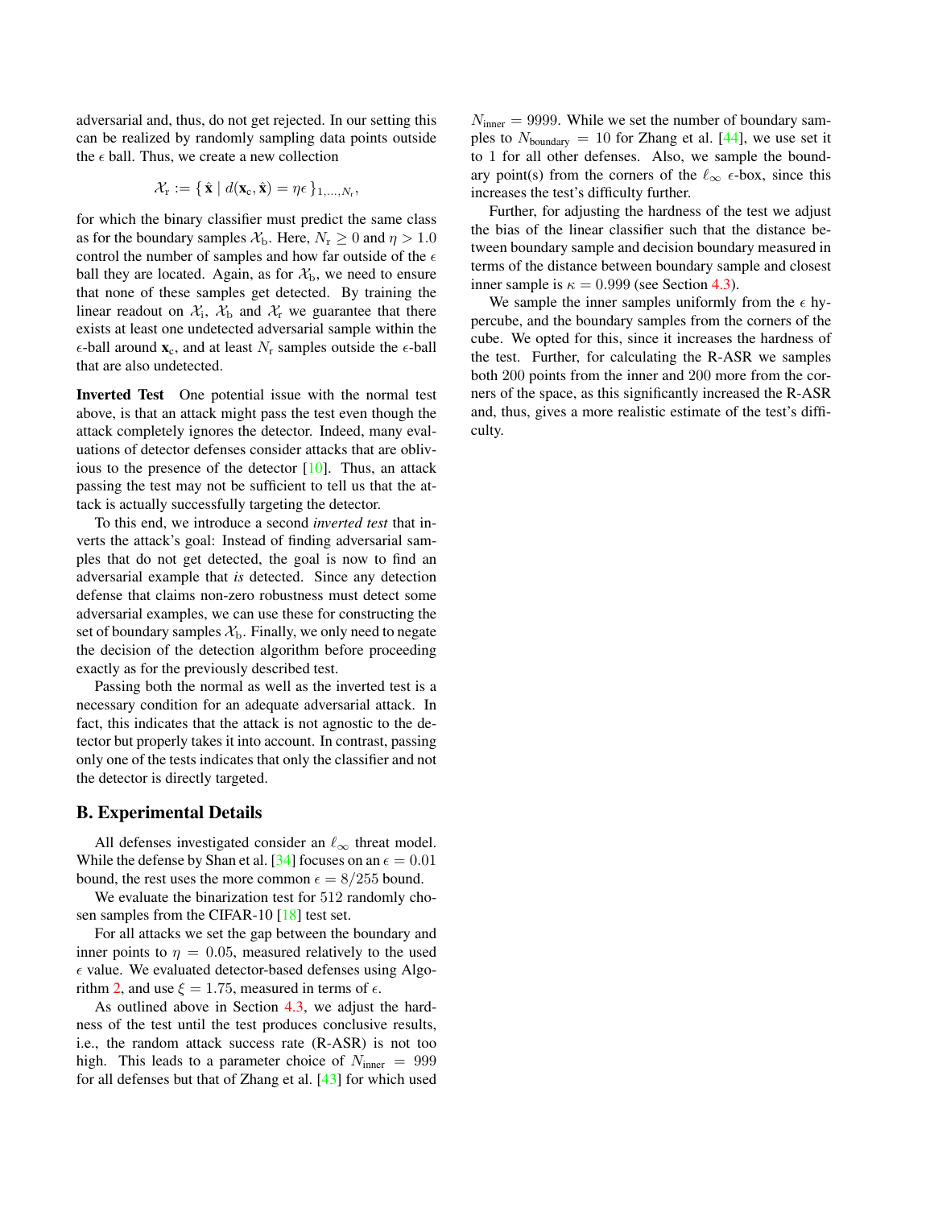adversarial and, thus, do not get rejected. In our setting this can be realized by randomly sampling data points outside the $\epsilon$ ball. Thus, we create a new collection

$$\mathcal{X}_\text{r} := \{\, \hat{\mathbf{x}} \mid d(\mathbf{x}_\text{c}, \hat{\mathbf{x}}) = \eta\epsilon \,\}_{1,\ldots,N_\text{r}},$$

for which the binary classifier must predict the same class as for the boundary samples $\mathcal{X}_\text{b}$. Here, $N_\text{r} \geq 0$ and $\eta > 1.0$ control the number of samples and how far outside of the $\epsilon$ ball they are located. Again, as for $\mathcal{X}_\text{b}$, we need to ensure that none of these samples get detected. By training the linear readout on $\mathcal{X}_\text{i}$, $\mathcal{X}_\text{b}$ and $\mathcal{X}_\text{r}$ we guarantee that there exists at least one undetected adversarial sample within the $\epsilon$-ball around $\mathbf{x}_\text{c}$, and at least $N_\text{r}$ samples outside the $\epsilon$-ball that are also undetected.

**Inverted Test** One potential issue with the normal test above, is that an attack might pass the test even though the attack completely ignores the detector. Indeed, many evaluations of detector defenses consider attacks that are oblivious to the presence of the detector [10]. Thus, an attack passing the test may not be sufficient to tell us that the attack is actually successfully targeting the detector.

To this end, we introduce a second *inverted test* that inverts the attack's goal: Instead of finding adversarial samples that do not get detected, the goal is now to find an adversarial example that *is* detected. Since any detection defense that claims non-zero robustness must detect some adversarial examples, we can use these for constructing the set of boundary samples $\mathcal{X}_\text{b}$. Finally, we only need to negate the decision of the detection algorithm before proceeding exactly as for the previously described test.

Passing both the normal as well as the inverted test is a necessary condition for an adequate adversarial attack. In fact, this indicates that the attack is not agnostic to the detector but properly takes it into account. In contrast, passing only one of the tests indicates that only the classifier and not the detector is directly targeted.

## B. Experimental Details

All defenses investigated consider an $\ell_\infty$ threat model. While the defense by Shan et al. [34] focuses on an $\epsilon = 0.01$ bound, the rest uses the more common $\epsilon = 8/255$ bound.

We evaluate the binarization test for 512 randomly chosen samples from the CIFAR-10 [18] test set.

For all attacks we set the gap between the boundary and inner points to $\eta = 0.05$, measured relatively to the used $\epsilon$ value. We evaluated detector-based defenses using Algorithm 2, and use $\xi = 1.75$, measured in terms of $\epsilon$.

As outlined above in Section 4.3, we adjust the hardness of the test until the test produces conclusive results, i.e., the random attack success rate (R-ASR) is not too high. This leads to a parameter choice of $N_\text{inner} = 999$ for all defenses but that of Zhang et al. [43] for which used $N_\text{inner} = 9999$. While we set the number of boundary samples to $N_\text{boundary} = 10$ for Zhang et al. [44], we use set it to 1 for all other defenses. Also, we sample the boundary point(s) from the corners of the $\ell_\infty$ $\epsilon$-box, since this increases the test's difficulty further.

Further, for adjusting the hardness of the test we adjust the bias of the linear classifier such that the distance between boundary sample and decision boundary measured in terms of the distance between boundary sample and closest inner sample is $\kappa = 0.999$ (see Section 4.3).

We sample the inner samples uniformly from the $\epsilon$ hypercube, and the boundary samples from the corners of the cube. We opted for this, since it increases the hardness of the test. Further, for calculating the R-ASR we samples both 200 points from the inner and 200 more from the corners of the space, as this significantly increased the R-ASR and, thus, gives a more realistic estimate of the test's difficulty.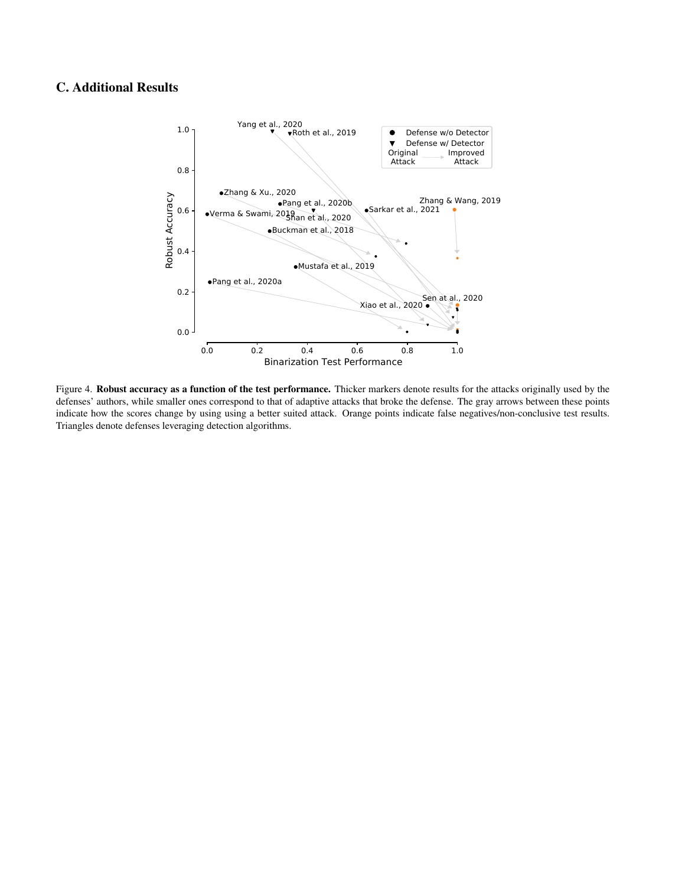## C. Additional Results

Robust Accuracy

1.0

0.8

0.6

0.4

0.2

0.0

0.0

0.2

0.4

0.6

0.8

1.0

Binarization Test Performance

Yang et al., 2020

Roth et al., 2019

Zhang & Xu., 2020

Pang et al., 2020b

Verma & Swami, 2019

Shan et al., 2020

Sarkar et al., 2021

Zhang & Wang, 2019

Buckman et al., 2018

Mustafa et al., 2019

Pang et al., 2020a

Sen at al., 2020

Xiao et al., 2020

Defense w/o Detector

Defense w/ Detector

Original Attack

Improved Attack

Figure 4. **Robust accuracy as a function of the test performance.** Thicker markers denote results for the attacks originally used by the defenses' authors, while smaller ones correspond to that of adaptive attacks that broke the defense. The gray arrows between these points indicate how the scores change by using using a better suited attack. Orange points indicate false negatives/non-conclusive test results. Triangles denote defenses leveraging detection algorithms.